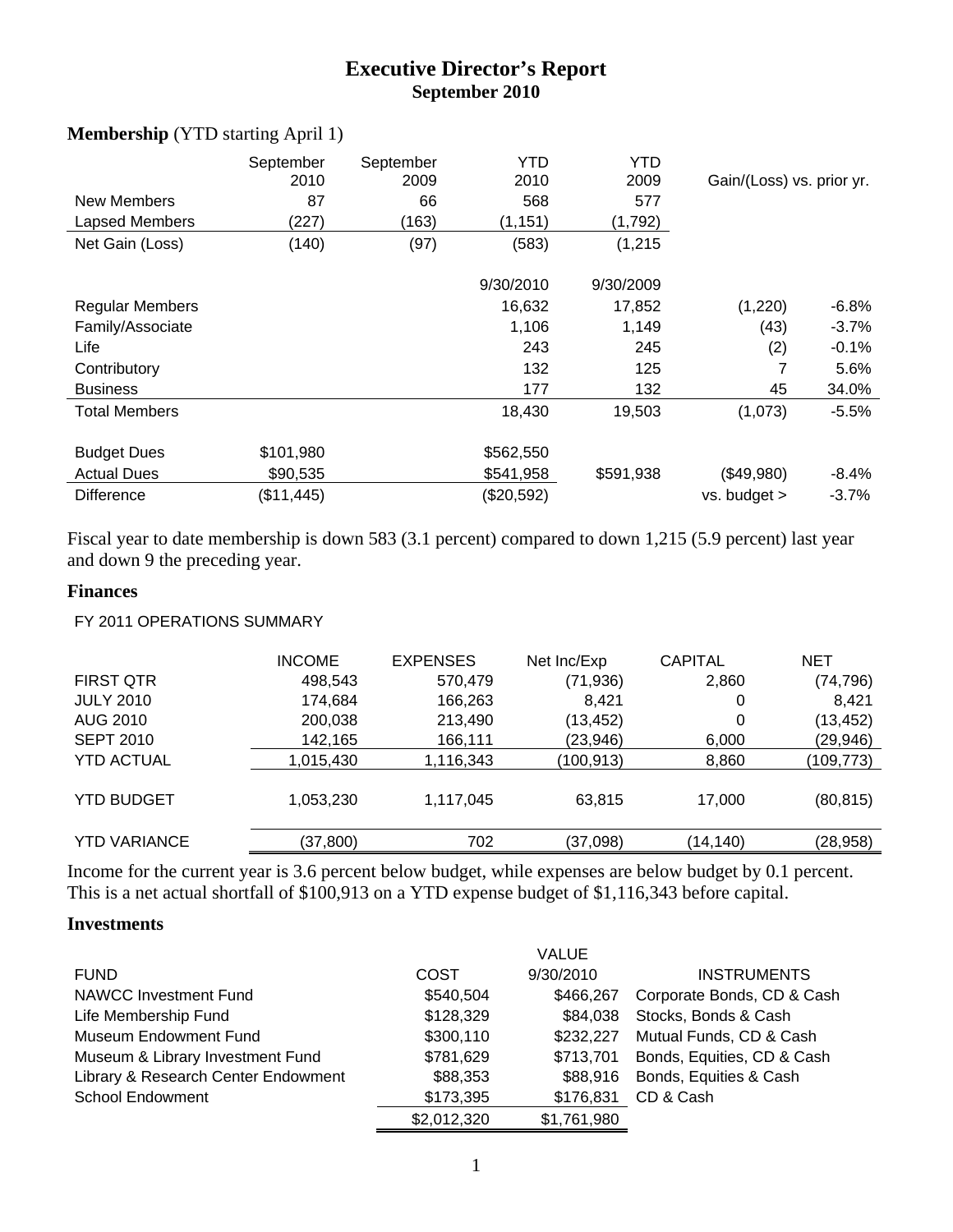# Executive Director's Report
## September 2010

### Membership (YTD starting April 1)

| | September 2010 | September 2009 | YTD 2010 | YTD 2009 | Gain/(Loss) vs. prior yr. | |
|---|---|---|---|---|---|---|
| New Members | 87 | 66 | 568 | 577 | | |
| Lapsed Members | (227) | (163) | (1,151) | (1,792) | | |
| Net Gain (Loss) | (140) | (97) | (583) | (1,215 | | |
| | | | 9/30/2010 | 9/30/2009 | | |
| Regular Members | | | 16,632 | 17,852 | (1,220) | -6.8% |
| Family/Associate | | | 1,106 | 1,149 | (43) | -3.7% |
| Life | | | 243 | 245 | (2) | -0.1% |
| Contributory | | | 132 | 125 | 7 | 5.6% |
| Business | | | 177 | 132 | 45 | 34.0% |
| Total Members | | | 18,430 | 19,503 | (1,073) | -5.5% |
| Budget Dues | $101,980 | | $562,550 | | | |
| Actual Dues | $90,535 | | $541,958 | $591,938 | ($49,980) | -8.4% |
| Difference | ($11,445) | | ($20,592) | | vs. budget > | -3.7% |

Fiscal year to date membership is down 583 (3.1 percent) compared to down 1,215 (5.9 percent) last year and down 9 the preceding year.

### Finances

FY 2011 OPERATIONS SUMMARY

| | INCOME | EXPENSES | Net Inc/Exp | CAPITAL | NET |
|---|---|---|---|---|---|
| FIRST QTR | 498,543 | 570,479 | (71,936) | 2,860 | (74,796) |
| JULY 2010 | 174,684 | 166,263 | 8,421 | 0 | 8,421 |
| AUG 2010 | 200,038 | 213,490 | (13,452) | 0 | (13,452) |
| SEPT 2010 | 142,165 | 166,111 | (23,946) | 6,000 | (29,946) |
| YTD ACTUAL | 1,015,430 | 1,116,343 | (100,913) | 8,860 | (109,773) |
| YTD BUDGET | 1,053,230 | 1,117,045 | 63,815 | 17,000 | (80,815) |
| YTD VARIANCE | (37,800) | 702 | (37,098) | (14,140) | (28,958) |

Income for the current year is 3.6 percent below budget, while expenses are below budget by 0.1 percent. This is a net actual shortfall of $100,913 on a YTD expense budget of $1,116,343 before capital.

### Investments

| FUND | COST | VALUE 9/30/2010 | INSTRUMENTS |
|---|---|---|---|
| NAWCC Investment Fund | $540,504 | $466,267 | Corporate Bonds, CD & Cash |
| Life Membership Fund | $128,329 | $84,038 | Stocks, Bonds & Cash |
| Museum Endowment Fund | $300,110 | $232,227 | Mutual Funds, CD & Cash |
| Museum & Library Investment Fund | $781,629 | $713,701 | Bonds, Equities, CD & Cash |
| Library & Research Center Endowment | $88,353 | $88,916 | Bonds, Equities & Cash |
| School Endowment | $173,395 | $176,831 | CD & Cash |
| | $2,012,320 | $1,761,980 | |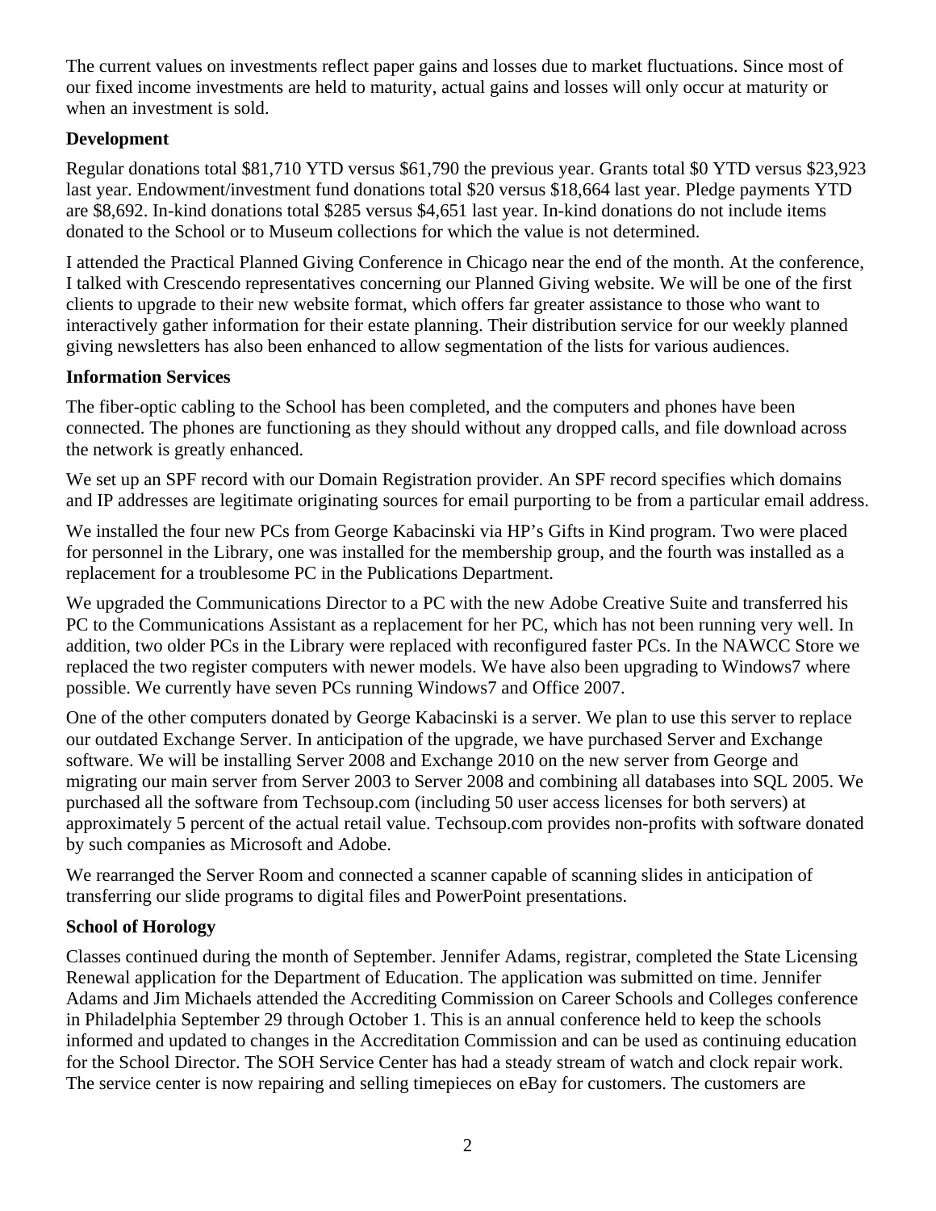The current values on investments reflect paper gains and losses due to market fluctuations. Since most of our fixed income investments are held to maturity, actual gains and losses will only occur at maturity or when an investment is sold.

**Development**

Regular donations total $81,710 YTD versus $61,790 the previous year. Grants total $0 YTD versus $23,923 last year. Endowment/investment fund donations total $20 versus $18,664 last year. Pledge payments YTD are $8,692. In-kind donations total $285 versus $4,651 last year. In-kind donations do not include items donated to the School or to Museum collections for which the value is not determined.

I attended the Practical Planned Giving Conference in Chicago near the end of the month. At the conference, I talked with Crescendo representatives concerning our Planned Giving website. We will be one of the first clients to upgrade to their new website format, which offers far greater assistance to those who want to interactively gather information for their estate planning. Their distribution service for our weekly planned giving newsletters has also been enhanced to allow segmentation of the lists for various audiences.

**Information Services**

The fiber-optic cabling to the School has been completed, and the computers and phones have been connected. The phones are functioning as they should without any dropped calls, and file download across the network is greatly enhanced.

We set up an SPF record with our Domain Registration provider. An SPF record specifies which domains and IP addresses are legitimate originating sources for email purporting to be from a particular email address.

We installed the four new PCs from George Kabacinski via HP's Gifts in Kind program. Two were placed for personnel in the Library, one was installed for the membership group, and the fourth was installed as a replacement for a troublesome PC in the Publications Department.

We upgraded the Communications Director to a PC with the new Adobe Creative Suite and transferred his PC to the Communications Assistant as a replacement for her PC, which has not been running very well. In addition, two older PCs in the Library were replaced with reconfigured faster PCs. In the NAWCC Store we replaced the two register computers with newer models. We have also been upgrading to Windows7 where possible. We currently have seven PCs running Windows7 and Office 2007.

One of the other computers donated by George Kabacinski is a server. We plan to use this server to replace our outdated Exchange Server. In anticipation of the upgrade, we have purchased Server and Exchange software. We will be installing Server 2008 and Exchange 2010 on the new server from George and migrating our main server from Server 2003 to Server 2008 and combining all databases into SQL 2005. We purchased all the software from Techsoup.com (including 50 user access licenses for both servers) at approximately 5 percent of the actual retail value. Techsoup.com provides non-profits with software donated by such companies as Microsoft and Adobe.

We rearranged the Server Room and connected a scanner capable of scanning slides in anticipation of transferring our slide programs to digital files and PowerPoint presentations.

**School of Horology**

Classes continued during the month of September. Jennifer Adams, registrar, completed the State Licensing Renewal application for the Department of Education. The application was submitted on time. Jennifer Adams and Jim Michaels attended the Accrediting Commission on Career Schools and Colleges conference in Philadelphia September 29 through October 1. This is an annual conference held to keep the schools informed and updated to changes in the Accreditation Commission and can be used as continuing education for the School Director. The SOH Service Center has had a steady stream of watch and clock repair work. The service center is now repairing and selling timepieces on eBay for customers. The customers are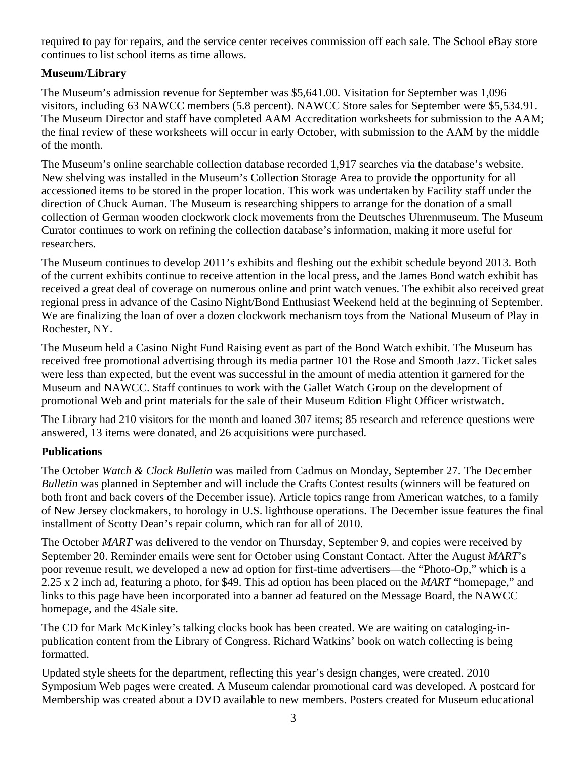required to pay for repairs, and the service center receives commission off each sale. The School eBay store continues to list school items as time allows.

**Museum/Library**

The Museum's admission revenue for September was $5,641.00. Visitation for September was 1,096 visitors, including 63 NAWCC members (5.8 percent). NAWCC Store sales for September were $5,534.91. The Museum Director and staff have completed AAM Accreditation worksheets for submission to the AAM; the final review of these worksheets will occur in early October, with submission to the AAM by the middle of the month.

The Museum's online searchable collection database recorded 1,917 searches via the database's website. New shelving was installed in the Museum's Collection Storage Area to provide the opportunity for all accessioned items to be stored in the proper location. This work was undertaken by Facility staff under the direction of Chuck Auman. The Museum is researching shippers to arrange for the donation of a small collection of German wooden clockwork clock movements from the Deutsches Uhrenmuseum. The Museum Curator continues to work on refining the collection database's information, making it more useful for researchers.

The Museum continues to develop 2011's exhibits and fleshing out the exhibit schedule beyond 2013. Both of the current exhibits continue to receive attention in the local press, and the James Bond watch exhibit has received a great deal of coverage on numerous online and print watch venues. The exhibit also received great regional press in advance of the Casino Night/Bond Enthusiast Weekend held at the beginning of September. We are finalizing the loan of over a dozen clockwork mechanism toys from the National Museum of Play in Rochester, NY.

The Museum held a Casino Night Fund Raising event as part of the Bond Watch exhibit. The Museum has received free promotional advertising through its media partner 101 the Rose and Smooth Jazz. Ticket sales were less than expected, but the event was successful in the amount of media attention it garnered for the Museum and NAWCC. Staff continues to work with the Gallet Watch Group on the development of promotional Web and print materials for the sale of their Museum Edition Flight Officer wristwatch.

The Library had 210 visitors for the month and loaned 307 items; 85 research and reference questions were answered, 13 items were donated, and 26 acquisitions were purchased.

**Publications**

The October *Watch & Clock Bulletin* was mailed from Cadmus on Monday, September 27. The December *Bulletin* was planned in September and will include the Crafts Contest results (winners will be featured on both front and back covers of the December issue). Article topics range from American watches, to a family of New Jersey clockmakers, to horology in U.S. lighthouse operations. The December issue features the final installment of Scotty Dean's repair column, which ran for all of 2010.

The October *MART* was delivered to the vendor on Thursday, September 9, and copies were received by September 20. Reminder emails were sent for October using Constant Contact. After the August *MART*'s poor revenue result, we developed a new ad option for first-time advertisers—the "Photo-Op," which is a 2.25 x 2 inch ad, featuring a photo, for $49. This ad option has been placed on the *MART* "homepage," and links to this page have been incorporated into a banner ad featured on the Message Board, the NAWCC homepage, and the 4Sale site.

The CD for Mark McKinley's talking clocks book has been created. We are waiting on cataloging-in-publication content from the Library of Congress. Richard Watkins' book on watch collecting is being formatted.

Updated style sheets for the department, reflecting this year's design changes, were created. 2010 Symposium Web pages were created. A Museum calendar promotional card was developed. A postcard for Membership was created about a DVD available to new members. Posters created for Museum educational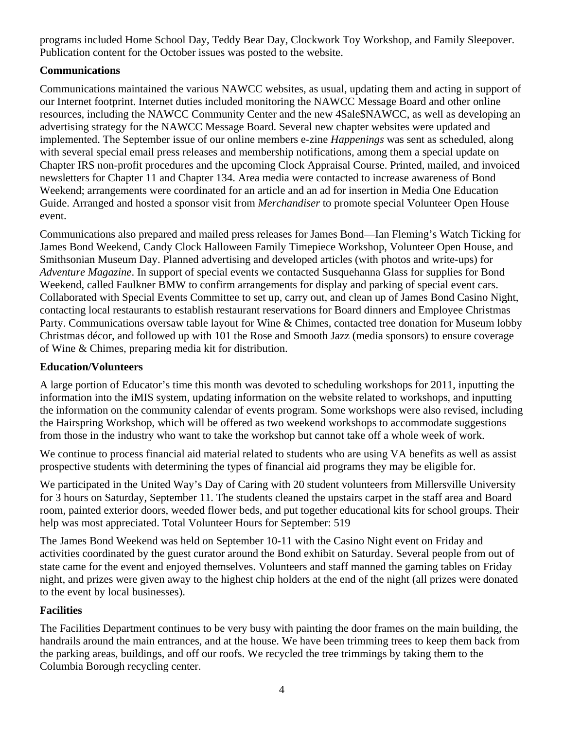programs included Home School Day, Teddy Bear Day, Clockwork Toy Workshop, and Family Sleepover. Publication content for the October issues was posted to the website.

**Communications**

Communications maintained the various NAWCC websites, as usual, updating them and acting in support of our Internet footprint. Internet duties included monitoring the NAWCC Message Board and other online resources, including the NAWCC Community Center and the new 4Sale$NAWCC, as well as developing an advertising strategy for the NAWCC Message Board. Several new chapter websites were updated and implemented. The September issue of our online members e-zine *Happenings* was sent as scheduled, along with several special email press releases and membership notifications, among them a special update on Chapter IRS non-profit procedures and the upcoming Clock Appraisal Course. Printed, mailed, and invoiced newsletters for Chapter 11 and Chapter 134. Area media were contacted to increase awareness of Bond Weekend; arrangements were coordinated for an article and an ad for insertion in Media One Education Guide. Arranged and hosted a sponsor visit from *Merchandiser* to promote special Volunteer Open House event.

Communications also prepared and mailed press releases for James Bond—Ian Fleming's Watch Ticking for James Bond Weekend, Candy Clock Halloween Family Timepiece Workshop, Volunteer Open House, and Smithsonian Museum Day. Planned advertising and developed articles (with photos and write-ups) for *Adventure Magazine*. In support of special events we contacted Susquehanna Glass for supplies for Bond Weekend, called Faulkner BMW to confirm arrangements for display and parking of special event cars. Collaborated with Special Events Committee to set up, carry out, and clean up of James Bond Casino Night, contacting local restaurants to establish restaurant reservations for Board dinners and Employee Christmas Party. Communications oversaw table layout for Wine & Chimes, contacted tree donation for Museum lobby Christmas décor, and followed up with 101 the Rose and Smooth Jazz (media sponsors) to ensure coverage of Wine & Chimes, preparing media kit for distribution.

**Education/Volunteers**

A large portion of Educator's time this month was devoted to scheduling workshops for 2011, inputting the information into the iMIS system, updating information on the website related to workshops, and inputting the information on the community calendar of events program. Some workshops were also revised, including the Hairspring Workshop, which will be offered as two weekend workshops to accommodate suggestions from those in the industry who want to take the workshop but cannot take off a whole week of work.

We continue to process financial aid material related to students who are using VA benefits as well as assist prospective students with determining the types of financial aid programs they may be eligible for.

We participated in the United Way's Day of Caring with 20 student volunteers from Millersville University for 3 hours on Saturday, September 11. The students cleaned the upstairs carpet in the staff area and Board room, painted exterior doors, weeded flower beds, and put together educational kits for school groups. Their help was most appreciated. Total Volunteer Hours for September: 519

The James Bond Weekend was held on September 10-11 with the Casino Night event on Friday and activities coordinated by the guest curator around the Bond exhibit on Saturday. Several people from out of state came for the event and enjoyed themselves. Volunteers and staff manned the gaming tables on Friday night, and prizes were given away to the highest chip holders at the end of the night (all prizes were donated to the event by local businesses).

**Facilities**

The Facilities Department continues to be very busy with painting the door frames on the main building, the handrails around the main entrances, and at the house. We have been trimming trees to keep them back from the parking areas, buildings, and off our roofs. We recycled the tree trimmings by taking them to the Columbia Borough recycling center.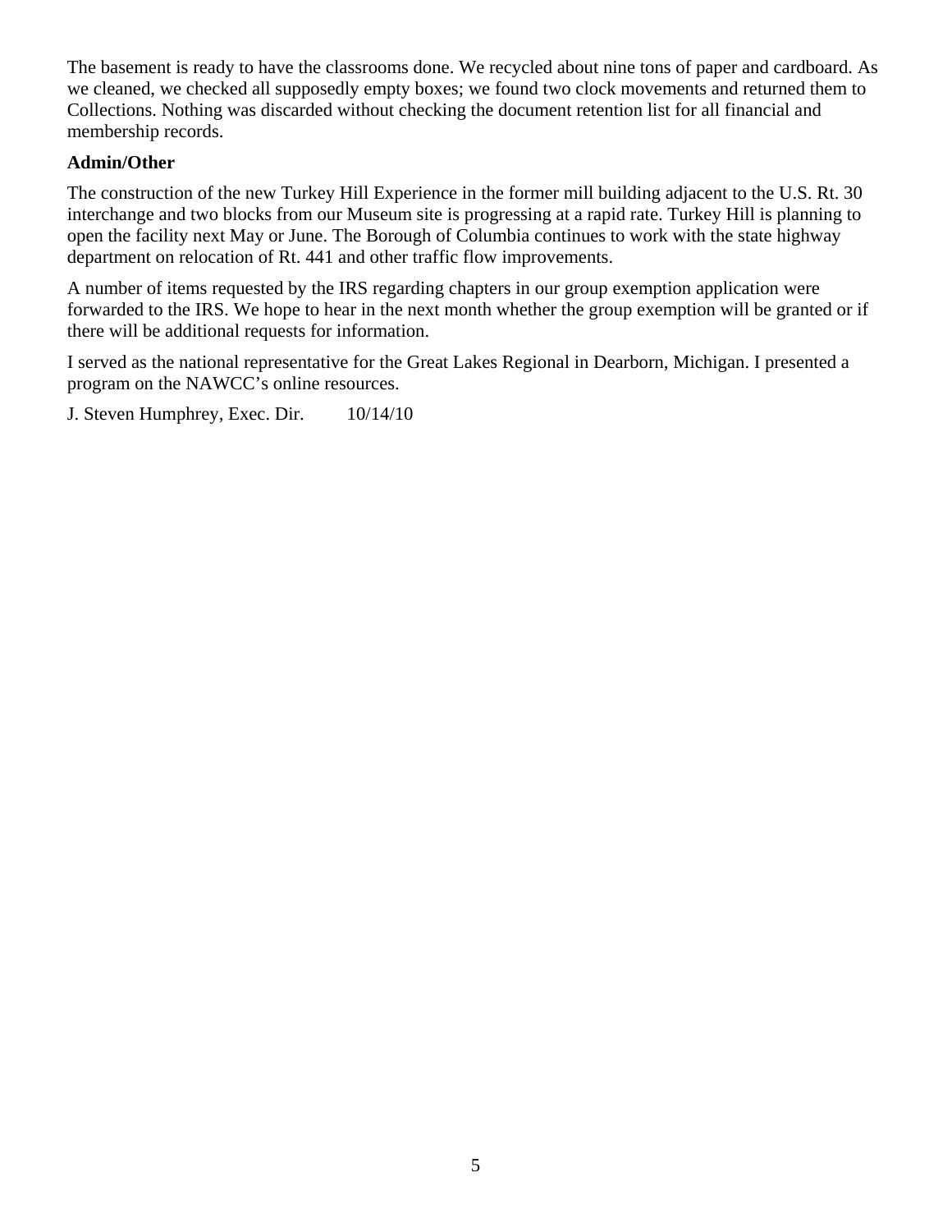The basement is ready to have the classrooms done. We recycled about nine tons of paper and cardboard. As we cleaned, we checked all supposedly empty boxes; we found two clock movements and returned them to Collections. Nothing was discarded without checking the document retention list for all financial and membership records.

**Admin/Other**

The construction of the new Turkey Hill Experience in the former mill building adjacent to the U.S. Rt. 30 interchange and two blocks from our Museum site is progressing at a rapid rate. Turkey Hill is planning to open the facility next May or June. The Borough of Columbia continues to work with the state highway department on relocation of Rt. 441 and other traffic flow improvements.

A number of items requested by the IRS regarding chapters in our group exemption application were forwarded to the IRS. We hope to hear in the next month whether the group exemption will be granted or if there will be additional requests for information.

I served as the national representative for the Great Lakes Regional in Dearborn, Michigan. I presented a program on the NAWCC's online resources.

J. Steven Humphrey, Exec. Dir. 10/14/10